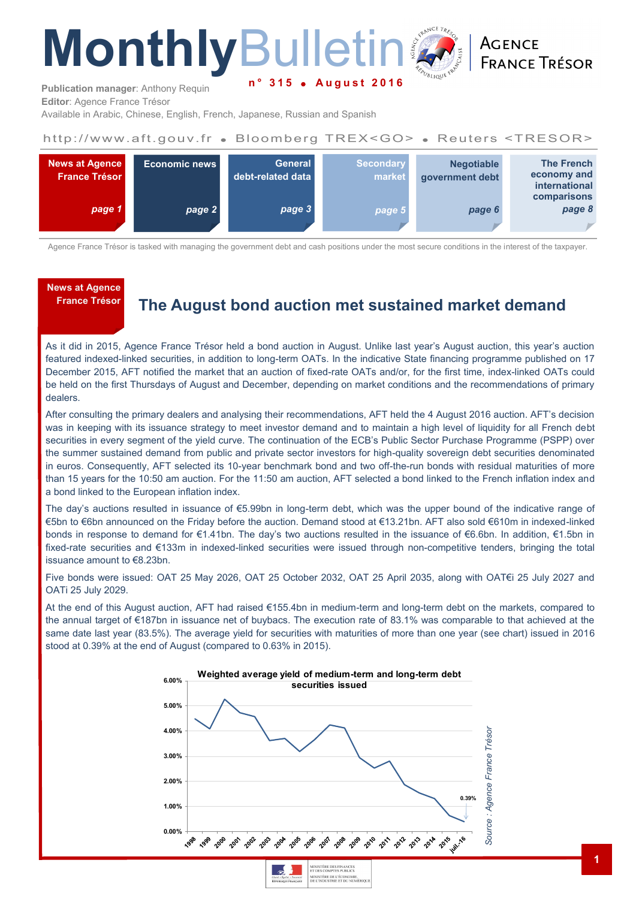# Monthly Bulletin

**n° 315 • August 2016**

AGENCE FRANCE TRÉSOR

**Publication manager**: Anthony Requin
**Editor**: Agence France Trésor
Available in Arabic, Chinese, English, French, Japanese, Russian and Spanish

http://www.aft.gouv.fr • Bloomberg TREX<GO> • Reuters <TRESOR>

| News at Agence France Trésor | Economic news | General debt-related data | Secondary market | Negotiable government debt | The French economy and international comparisons |
|---|---|---|---|---|---|
| page 1 | page 2 | page 3 | page 5 | page 6 | page 8 |

Agence France Trésor is tasked with managing the government debt and cash positions under the most secure conditions in the interest of the taxpayer.

**News at Agence France Trésor**

## The August bond auction met sustained market demand

As it did in 2015, Agence France Trésor held a bond auction in August. Unlike last year's August auction, this year's auction featured indexed-linked securities, in addition to long-term OATs. In the indicative State financing programme published on 17 December 2015, AFT notified the market that an auction of fixed-rate OATs and/or, for the first time, index-linked OATs could be held on the first Thursdays of August and December, depending on market conditions and the recommendations of primary dealers.

After consulting the primary dealers and analysing their recommendations, AFT held the 4 August 2016 auction. AFT's decision was in keeping with its issuance strategy to meet investor demand and to maintain a high level of liquidity for all French debt securities in every segment of the yield curve. The continuation of the ECB's Public Sector Purchase Programme (PSPP) over the summer sustained demand from public and private sector investors for high-quality sovereign debt securities denominated in euros. Consequently, AFT selected its 10-year benchmark bond and two off-the-run bonds with residual maturities of more than 15 years for the 10:50 am auction. For the 11:50 am auction, AFT selected a bond linked to the French inflation index and a bond linked to the European inflation index.

The day's auctions resulted in issuance of €5.99bn in long-term debt, which was the upper bound of the indicative range of €5bn to €6bn announced on the Friday before the auction. Demand stood at €13.21bn. AFT also sold €610m in indexed-linked bonds in response to demand for €1.41bn. The day's two auctions resulted in the issuance of €6.6bn. In addition, €1.5bn in fixed-rate securities and €133m in indexed-linked securities were issued through non-competitive tenders, bringing the total issuance amount to €8.23bn.

Five bonds were issued: OAT 25 May 2026, OAT 25 October 2032, OAT 25 April 2035, along with OAT€i 25 July 2027 and OATi 25 July 2029.

At the end of this August auction, AFT had raised €155.4bn in medium-term and long-term debt on the markets, compared to the annual target of €187bn in issuance net of buybacs. The execution rate of 83.1% was comparable to that achieved at the same date last year (83.5%). The average yield for securities with maturities of more than one year (see chart) issued in 2016 stood at 0.39% at the end of August (compared to 0.63% in 2015).

**Weighted average yield of medium-term and long-term debt securities issued**

*(Chart: 1998 to juil.-16, y-axis 0.00% to 6.00%; last value labelled 0.39%)*

*Source : Agence France Trésor*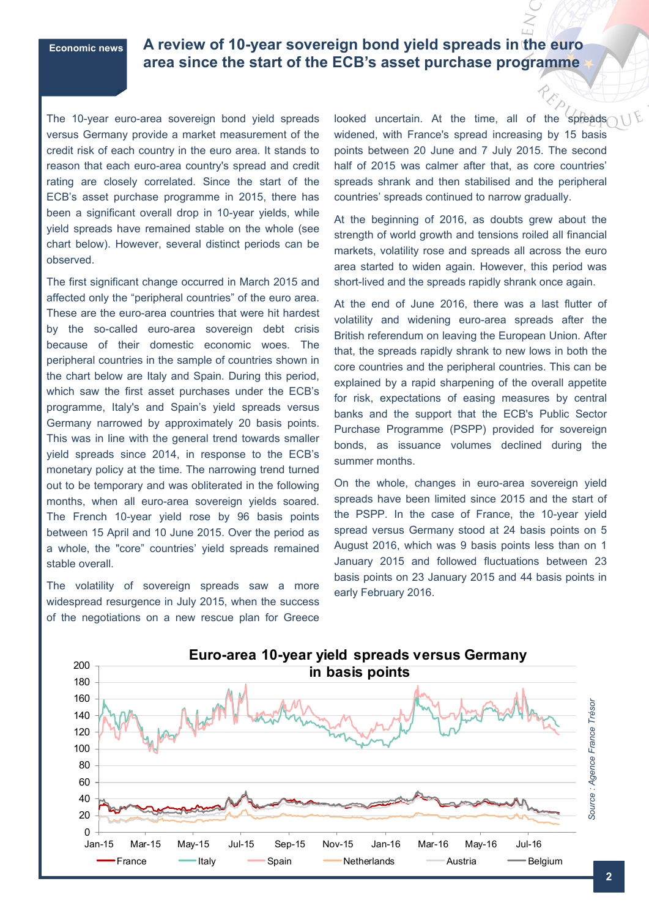Economic news

# A review of 10-year sovereign bond yield spreads in the euro area since the start of the ECB's asset purchase programme

The 10-year euro-area sovereign bond yield spreads versus Germany provide a market measurement of the credit risk of each country in the euro area. It stands to reason that each euro-area country's spread and credit rating are closely correlated. Since the start of the ECB's asset purchase programme in 2015, there has been a significant overall drop in 10-year yields, while yield spreads have remained stable on the whole (see chart below). However, several distinct periods can be observed.

The first significant change occurred in March 2015 and affected only the "peripheral countries" of the euro area. These are the euro-area countries that were hit hardest by the so-called euro-area sovereign debt crisis because of their domestic economic woes. The peripheral countries in the sample of countries shown in the chart below are Italy and Spain. During this period, which saw the first asset purchases under the ECB's programme, Italy's and Spain's yield spreads versus Germany narrowed by approximately 20 basis points. This was in line with the general trend towards smaller yield spreads since 2014, in response to the ECB's monetary policy at the time. The narrowing trend turned out to be temporary and was obliterated in the following months, when all euro-area sovereign yields soared. The French 10-year yield rose by 96 basis points between 15 April and 10 June 2015. Over the period as a whole, the "core" countries' yield spreads remained stable overall.

The volatility of sovereign spreads saw a more widespread resurgence in July 2015, when the success of the negotiations on a new rescue plan for Greece looked uncertain. At the time, all of the spreads widened, with France's spread increasing by 15 basis points between 20 June and 7 July 2015. The second half of 2015 was calmer after that, as core countries' spreads shrank and then stabilised and the peripheral countries' spreads continued to narrow gradually.

At the beginning of 2016, as doubts grew about the strength of world growth and tensions roiled all financial markets, volatility rose and spreads all across the euro area started to widen again. However, this period was short-lived and the spreads rapidly shrank once again.

At the end of June 2016, there was a last flutter of volatility and widening euro-area spreads after the British referendum on leaving the European Union. After that, the spreads rapidly shrank to new lows in both the core countries and the peripheral countries. This can be explained by a rapid sharpening of the overall appetite for risk, expectations of easing measures by central banks and the support that the ECB's Public Sector Purchase Programme (PSPP) provided for sovereign bonds, as issuance volumes declined during the summer months.

On the whole, changes in euro-area sovereign yield spreads have been limited since 2015 and the start of the PSPP. In the case of France, the 10-year yield spread versus Germany stood at 24 basis points on 5 August 2016, which was 9 basis points less than on 1 January 2015 and followed fluctuations between 23 basis points on 23 January 2015 and 44 basis points in early February 2016.

**Euro-area 10-year yield spreads versus Germany in basis points**

*Source : Agence France Trésor*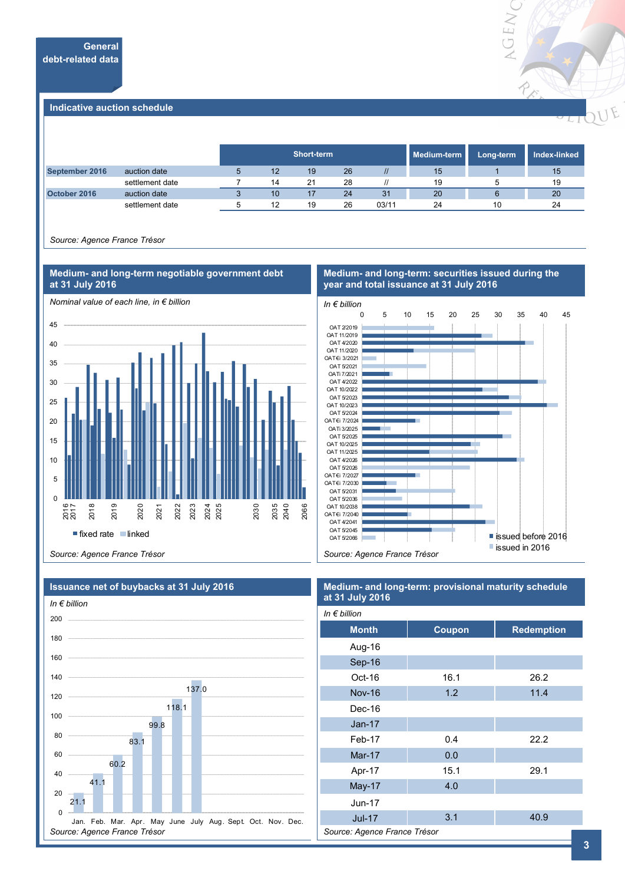## General debt-related data

### Indicative auction schedule

| | | Short-term | | | | | Medium-term | Long-term | Index-linked |
|---|---|---|---|---|---|---|---|---|---|
| **September 2016** | auction date | 5 | 12 | 19 | 26 | // | 15 | 1 | 15 |
| | settlement date | 7 | 14 | 21 | 28 | // | 19 | 5 | 19 |
| **October 2016** | auction date | 3 | 10 | 17 | 24 | 31 | 20 | 6 | 20 |
| | settlement date | 5 | 12 | 19 | 26 | 03/11 | 24 | 10 | 24 |

*Source: Agence France Trésor*

### Medium- and long-term negotiable government debt at 31 July 2016

*Nominal value of each line, in € billion*

■ fixed rate ■ linked

*Source: Agence France Trésor*

### Medium- and long-term: securities issued during the year and total issuance at 31 July 2016

*In € billion*

■ issued before 2016 ■ issued in 2016

*Source: Agence France Trésor*

### Issuance net of buybacks at 31 July 2016

*In € billion*

| Jan. | Feb. | Mar. | Apr. | May | June | July | Aug. | Sept. | Oct. | Nov. | Dec. |
|---|---|---|---|---|---|---|---|---|---|---|---|
| 21.1 | 41.1 | 60.2 | 83.1 | 99.8 | 118.1 | 137.0 | | | | | |

*Source: Agence France Trésor*

### Medium- and long-term: provisional maturity schedule at 31 July 2016

*In € billion*

| Month | Coupon | Redemption |
|---|---|---|
| Aug-16 | | |
| Sep-16 | | |
| Oct-16 | 16.1 | 26.2 |
| Nov-16 | 1.2 | 11.4 |
| Dec-16 | | |
| Jan-17 | | |
| Feb-17 | 0.4 | 22.2 |
| Mar-17 | 0.0 | |
| Apr-17 | 15.1 | 29.1 |
| May-17 | 4.0 | |
| Jun-17 | | |
| Jul-17 | 3.1 | 40.9 |

*Source: Agence France Trésor*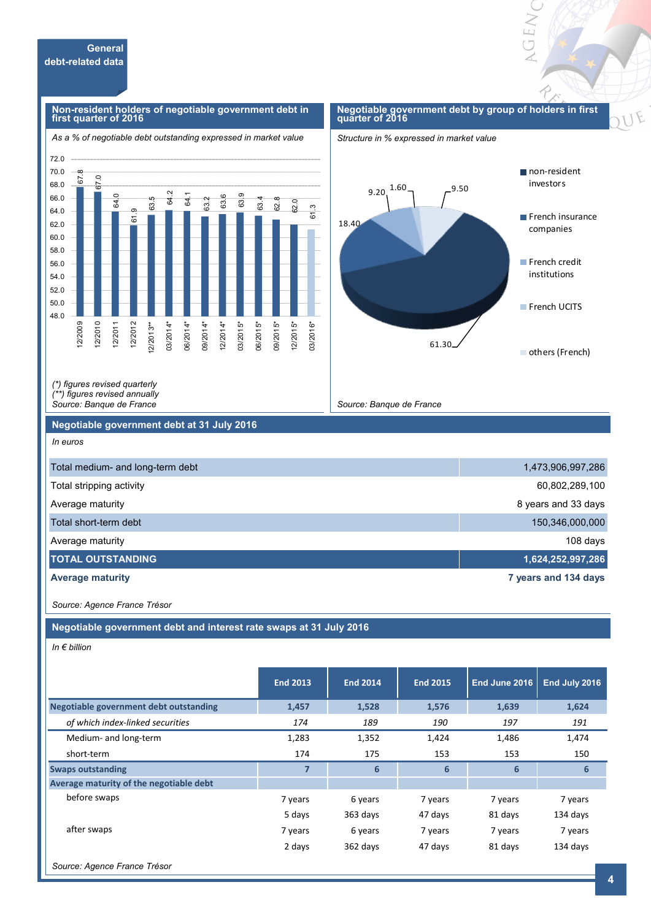## General debt-related data

### Non-resident holders of negotiable government debt in first quarter of 2016

*As a % of negotiable debt outstanding expressed in market value*

| Date | % |
|---|---|
| 12/2009 | 67.8 |
| 12/2010 | 67.0 |
| 12/2011 | 64.0 |
| 12/2012 | 61.9 |
| 12/2013** | 63.5 |
| 03/2014* | 64.2 |
| 06/2014* | 64.1 |
| 09/2014* | 63.2 |
| 12/2014* | 63.6 |
| 03/2015* | 63.9 |
| 06/2015* | 63.4 |
| 09/2015* | 62.8 |
| 12/2015* | 62.0 |
| 03/2016* | 61.3 |

*(\*) figures revised quarterly*
*(\*\*) figures revised annually*
*Source: Banque de France*

### Negotiable government debt by group of holders in first quarter of 2016

*Structure in % expressed in market value*

| Group of holders | % |
|---|---|
| non-resident investors | 61.30 |
| French insurance companies | 18.40 |
| French credit institutions | 9.20 |
| French UCITS | 1.60 |
| others (French) | 9.50 |

*Source: Banque de France*

### Negotiable government debt at 31 July 2016

*In euros*

| | |
|---|---|
| Total medium- and long-term debt | 1,473,906,997,286 |
| Total stripping activity | 60,802,289,100 |
| Average maturity | 8 years and 33 days |
| Total short-term debt | 150,346,000,000 |
| Average maturity | 108 days |
| **TOTAL OUTSTANDING** | **1,624,252,997,286** |
| **Average maturity** | **7 years and 134 days** |

*Source: Agence France Trésor*

### Negotiable government debt and interest rate swaps at 31 July 2016

*In € billion*

| | End 2013 | End 2014 | End 2015 | End June 2016 | End July 2016 |
|---|---|---|---|---|---|
| **Negotiable government debt outstanding** | **1,457** | **1,528** | **1,576** | **1,639** | **1,624** |
| *of which index-linked securities* | *174* | *189* | *190* | *197* | *191* |
| Medium- and long-term | 1,283 | 1,352 | 1,424 | 1,486 | 1,474 |
| short-term | 174 | 175 | 153 | 153 | 150 |
| **Swaps outstanding** | **7** | **6** | **6** | **6** | **6** |
| **Average maturity of the negotiable debt** | | | | | |
| before swaps | 7 years 5 days | 6 years 363 days | 7 years 47 days | 7 years 81 days | 7 years 134 days |
| after swaps | 7 years 2 days | 6 years 362 days | 7 years 47 days | 7 years 81 days | 7 years 134 days |

*Source: Agence France Trésor*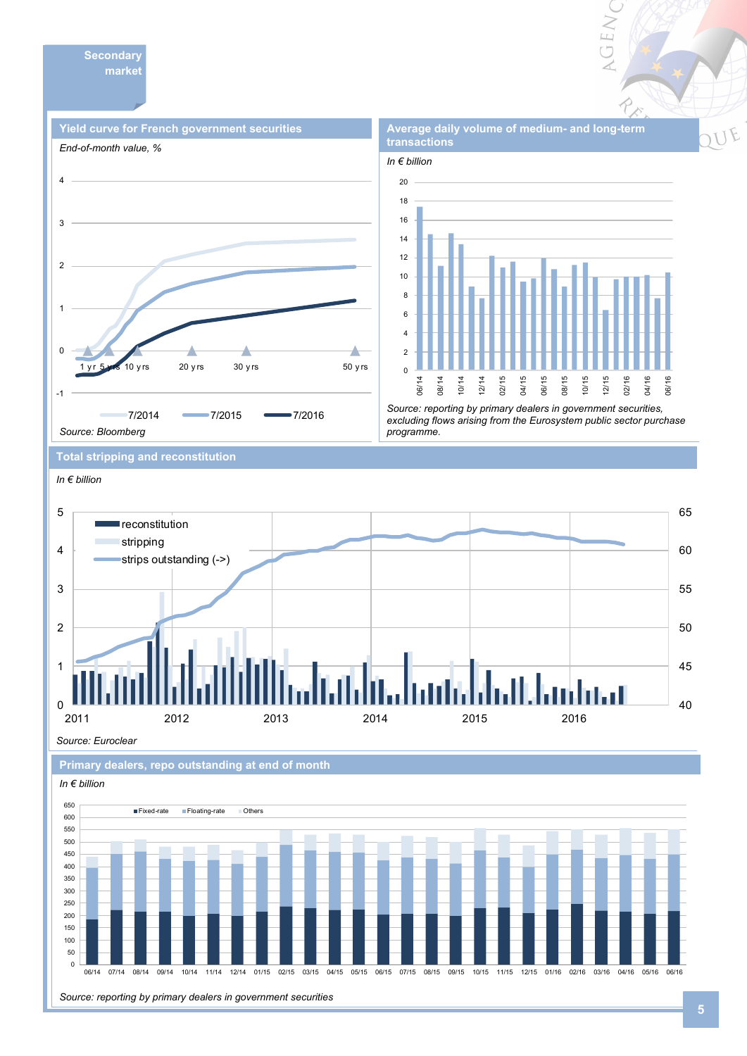## Secondary market

### Yield curve for French government securities

*End-of-month value, %*

*Source: Bloomberg*

### Average daily volume of medium- and long-term transactions

*In € billion*

*Source: reporting by primary dealers in government securities, excluding flows arising from the Eurosystem public sector purchase programme.*

### Total stripping and reconstitution

*In € billion*

*Source: Euroclear*

### Primary dealers, repo outstanding at end of month

*In € billion*

*Source: reporting by primary dealers in government securities*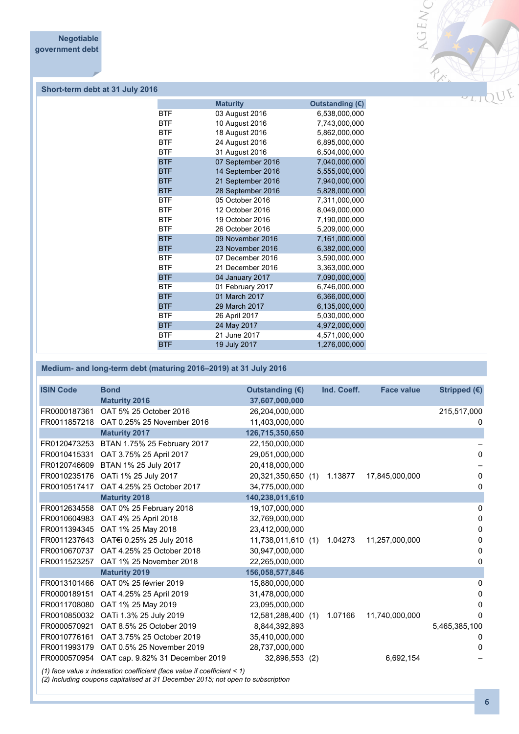## Negotiable government debt

### Short-term debt at 31 July 2016

| | Maturity | Outstanding (€) |
|---|---|---|
| BTF | 03 August 2016 | 6,538,000,000 |
| BTF | 10 August 2016 | 7,743,000,000 |
| BTF | 18 August 2016 | 5,862,000,000 |
| BTF | 24 August 2016 | 6,895,000,000 |
| BTF | 31 August 2016 | 6,504,000,000 |
| BTF | 07 September 2016 | 7,040,000,000 |
| BTF | 14 September 2016 | 5,555,000,000 |
| BTF | 21 September 2016 | 7,940,000,000 |
| BTF | 28 September 2016 | 5,828,000,000 |
| BTF | 05 October 2016 | 7,311,000,000 |
| BTF | 12 October 2016 | 8,049,000,000 |
| BTF | 19 October 2016 | 7,190,000,000 |
| BTF | 26 October 2016 | 5,209,000,000 |
| BTF | 09 November 2016 | 7,161,000,000 |
| BTF | 23 November 2016 | 6,382,000,000 |
| BTF | 07 December 2016 | 3,590,000,000 |
| BTF | 21 December 2016 | 3,363,000,000 |
| BTF | 04 January 2017 | 7,090,000,000 |
| BTF | 01 February 2017 | 6,746,000,000 |
| BTF | 01 March 2017 | 6,366,000,000 |
| BTF | 29 March 2017 | 6,135,000,000 |
| BTF | 26 April 2017 | 5,030,000,000 |
| BTF | 24 May 2017 | 4,972,000,000 |
| BTF | 21 June 2017 | 4,571,000,000 |
| BTF | 19 July 2017 | 1,276,000,000 |

### Medium- and long-term debt (maturing 2016–2019) at 31 July 2016

| ISIN Code | Bond | Outstanding (€) | | Ind. Coeff. | Face value | Stripped (€) |
|---|---|---|---|---|---|---|
| | **Maturity 2016** | **37,607,000,000** | | | | |
| FR0000187361 | OAT 5% 25 October 2016 | 26,204,000,000 | | | | 215,517,000 |
| FR0011857218 | OAT 0.25% 25 November 2016 | 11,403,000,000 | | | | 0 |
| | **Maturity 2017** | **126,715,350,650** | | | | |
| FR0120473253 | BTAN 1.75% 25 February 2017 | 22,150,000,000 | | | | – |
| FR0010415331 | OAT 3.75% 25 April 2017 | 29,051,000,000 | | | | 0 |
| FR0120746609 | BTAN 1% 25 July 2017 | 20,418,000,000 | | | | – |
| FR0010235176 | OATi 1% 25 July 2017 | 20,321,350,650 | (1) | 1.13877 | 17,845,000,000 | 0 |
| FR0010517417 | OAT 4.25% 25 October 2017 | 34,775,000,000 | | | | 0 |
| | **Maturity 2018** | **140,238,011,610** | | | | |
| FR0012634558 | OAT 0% 25 February 2018 | 19,107,000,000 | | | | 0 |
| FR0010604983 | OAT 4% 25 April 2018 | 32,769,000,000 | | | | 0 |
| FR0011394345 | OAT 1% 25 May 2018 | 23,412,000,000 | | | | 0 |
| FR0011237643 | OAT€i 0.25% 25 July 2018 | 11,738,011,610 | (1) | 1.04273 | 11,257,000,000 | 0 |
| FR0010670737 | OAT 4.25% 25 October 2018 | 30,947,000,000 | | | | 0 |
| FR0011523257 | OAT 1% 25 November 2018 | 22,265,000,000 | | | | 0 |
| | **Maturity 2019** | **156,058,577,846** | | | | |
| FR0013101466 | OAT 0% 25 février 2019 | 15,880,000,000 | | | | 0 |
| FR0000189151 | OAT 4.25% 25 April 2019 | 31,478,000,000 | | | | 0 |
| FR0011708080 | OAT 1% 25 May 2019 | 23,095,000,000 | | | | 0 |
| FR0010850032 | OATi 1.3% 25 July 2019 | 12,581,288,400 | (1) | 1.07166 | 11,740,000,000 | 0 |
| FR0000570921 | OAT 8.5% 25 October 2019 | 8,844,392,893 | | | | 5,465,385,100 |
| FR0010776161 | OAT 3.75% 25 October 2019 | 35,410,000,000 | | | | 0 |
| FR0011993179 | OAT 0.5% 25 November 2019 | 28,737,000,000 | | | | 0 |
| FR0000570954 | OAT cap. 9.82% 31 December 2019 | 32,896,553 | (2) | | 6,692,154 | – |

*(1) face value x indexation coefficient (face value if coefficient < 1)*
*(2) Including coupons capitalised at 31 December 2015; not open to subscription*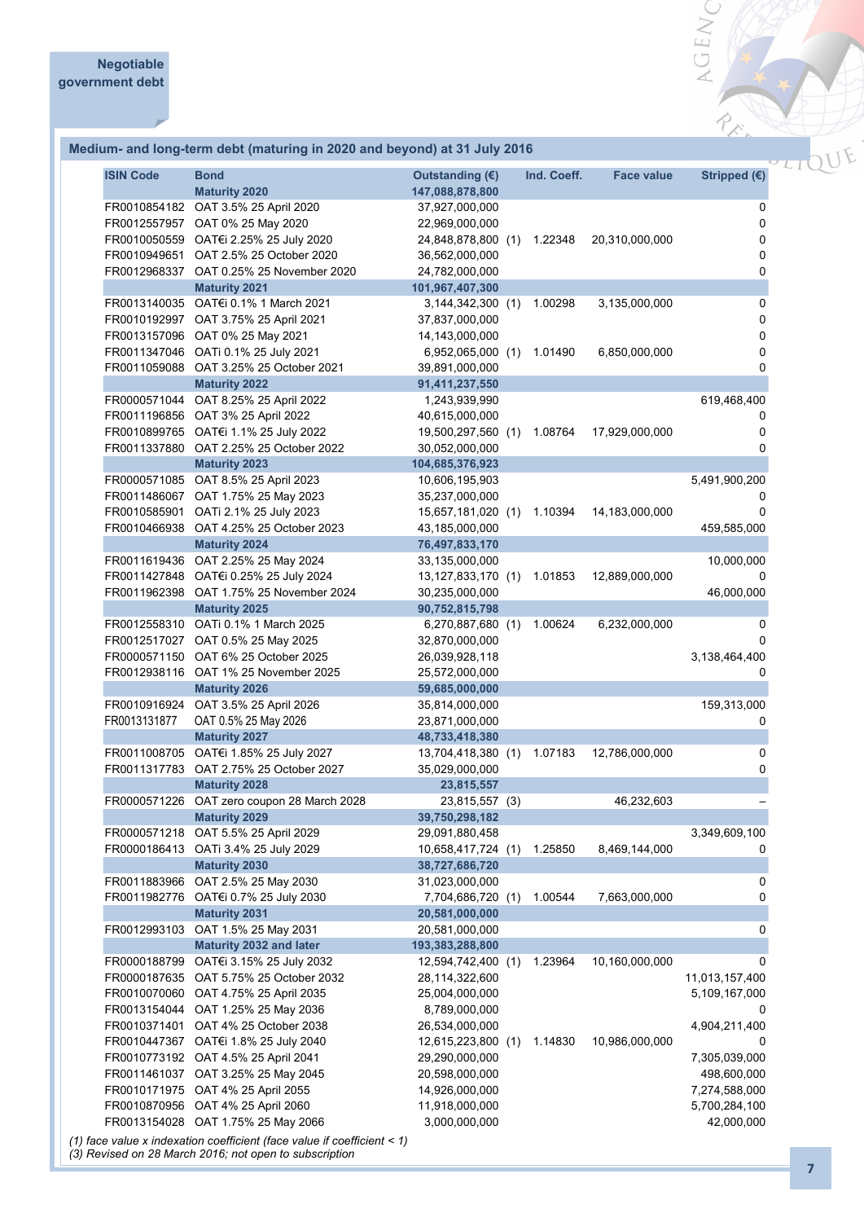Negotiable government debt

## Medium- and long-term debt (maturing in 2020 and beyond) at 31 July 2016

| ISIN Code | Bond | Outstanding (€) | | Ind. Coeff. | Face value | Stripped (€) |
|---|---|---|---|---|---|---|
| | **Maturity 2020** | **147,088,878,800** | | | | |
| FR0010854182 | OAT 3.5% 25 April 2020 | 37,927,000,000 | | | | 0 |
| FR0012557957 | OAT 0% 25 May 2020 | 22,969,000,000 | | | | 0 |
| FR0010050559 | OAT€i 2.25% 25 July 2020 | 24,848,878,800 | (1) | 1.22348 | 20,310,000,000 | 0 |
| FR0010949651 | OAT 2.5% 25 October 2020 | 36,562,000,000 | | | | 0 |
| FR0012968337 | OAT 0.25% 25 November 2020 | 24,782,000,000 | | | | 0 |
| | **Maturity 2021** | **101,967,407,300** | | | | |
| FR0013140035 | OAT€i 0.1% 1 March 2021 | 3,144,342,300 | (1) | 1.00298 | 3,135,000,000 | 0 |
| FR0010192997 | OAT 3.75% 25 April 2021 | 37,837,000,000 | | | | 0 |
| FR0013157096 | OAT 0% 25 May 2021 | 14,143,000,000 | | | | 0 |
| FR0011347046 | OATi 0.1% 25 July 2021 | 6,952,065,000 | (1) | 1.01490 | 6,850,000,000 | 0 |
| FR0011059088 | OAT 3.25% 25 October 2021 | 39,891,000,000 | | | | 0 |
| | **Maturity 2022** | **91,411,237,550** | | | | |
| FR0000571044 | OAT 8.25% 25 April 2022 | 1,243,939,990 | | | | 619,468,400 |
| FR0011196856 | OAT 3% 25 April 2022 | 40,615,000,000 | | | | 0 |
| FR0010899765 | OAT€i 1.1% 25 July 2022 | 19,500,297,560 | (1) | 1.08764 | 17,929,000,000 | 0 |
| FR0011337880 | OAT 2.25% 25 October 2022 | 30,052,000,000 | | | | 0 |
| | **Maturity 2023** | **104,685,376,923** | | | | |
| FR0000571085 | OAT 8.5% 25 April 2023 | 10,606,195,903 | | | | 5,491,900,200 |
| FR0011486067 | OAT 1.75% 25 May 2023 | 35,237,000,000 | | | | 0 |
| FR0010585901 | OATi 2.1% 25 July 2023 | 15,657,181,020 | (1) | 1.10394 | 14,183,000,000 | 0 |
| FR0010466938 | OAT 4.25% 25 October 2023 | 43,185,000,000 | | | | 459,585,000 |
| | **Maturity 2024** | **76,497,833,170** | | | | |
| FR0011619436 | OAT 2.25% 25 May 2024 | 33,135,000,000 | | | | 10,000,000 |
| FR0011427848 | OAT€i 0.25% 25 July 2024 | 13,127,833,170 | (1) | 1.01853 | 12,889,000,000 | 0 |
| FR0011962398 | OAT 1.75% 25 November 2024 | 30,235,000,000 | | | | 46,000,000 |
| | **Maturity 2025** | **90,752,815,798** | | | | |
| FR0012558310 | OATi 0.1% 1 March 2025 | 6,270,887,680 | (1) | 1.00624 | 6,232,000,000 | 0 |
| FR0012517027 | OAT 0.5% 25 May 2025 | 32,870,000,000 | | | | 0 |
| FR0000571150 | OAT 6% 25 October 2025 | 26,039,928,118 | | | | 3,138,464,400 |
| FR0012938116 | OAT 1% 25 November 2025 | 25,572,000,000 | | | | 0 |
| | **Maturity 2026** | **59,685,000,000** | | | | |
| FR0010916924 | OAT 3.5% 25 April 2026 | 35,814,000,000 | | | | 159,313,000 |
| FR0013131877 | OAT 0.5% 25 May 2026 | 23,871,000,000 | | | | 0 |
| | **Maturity 2027** | **48,733,418,380** | | | | |
| FR0011008705 | OAT€i 1.85% 25 July 2027 | 13,704,418,380 | (1) | 1.07183 | 12,786,000,000 | 0 |
| FR0011317783 | OAT 2.75% 25 October 2027 | 35,029,000,000 | | | | 0 |
| | **Maturity 2028** | **23,815,557** | | | | |
| FR0000571226 | OAT zero coupon 28 March 2028 | 23,815,557 | (3) | | 46,232,603 | – |
| | **Maturity 2029** | **39,750,298,182** | | | | |
| FR0000571218 | OAT 5.5% 25 April 2029 | 29,091,880,458 | | | | 3,349,609,100 |
| FR0000186413 | OATi 3.4% 25 July 2029 | 10,658,417,724 | (1) | 1.25850 | 8,469,144,000 | 0 |
| | **Maturity 2030** | **38,727,686,720** | | | | |
| FR0011883966 | OAT 2.5% 25 May 2030 | 31,023,000,000 | | | | 0 |
| FR0011982776 | OAT€i 0.7% 25 July 2030 | 7,704,686,720 | (1) | 1.00544 | 7,663,000,000 | 0 |
| | **Maturity 2031** | **20,581,000,000** | | | | |
| FR0012993103 | OAT 1.5% 25 May 2031 | 20,581,000,000 | | | | 0 |
| | **Maturity 2032 and later** | **193,383,288,800** | | | | |
| FR0000188799 | OAT€i 3.15% 25 July 2032 | 12,594,742,400 | (1) | 1.23964 | 10,160,000,000 | 0 |
| FR0000187635 | OAT 5.75% 25 October 2032 | 28,114,322,600 | | | | 11,013,157,400 |
| FR0010070060 | OAT 4.75% 25 April 2035 | 25,004,000,000 | | | | 5,109,167,000 |
| FR0013154044 | OAT 1.25% 25 May 2036 | 8,789,000,000 | | | | 0 |
| FR0010371401 | OAT 4% 25 October 2038 | 26,534,000,000 | | | | 4,904,211,400 |
| FR0010447367 | OAT€i 1.8% 25 July 2040 | 12,615,223,800 | (1) | 1.14830 | 10,986,000,000 | 0 |
| FR0010773192 | OAT 4.5% 25 April 2041 | 29,290,000,000 | | | | 7,305,039,000 |
| FR0011461037 | OAT 3.25% 25 May 2045 | 20,598,000,000 | | | | 498,600,000 |
| FR0010171975 | OAT 4% 25 April 2055 | 14,926,000,000 | | | | 7,274,588,000 |
| FR0010870956 | OAT 4% 25 April 2060 | 11,918,000,000 | | | | 5,700,284,100 |
| FR0013154028 | OAT 1.75% 25 May 2066 | 3,000,000,000 | | | | 42,000,000 |

*(1) face value x indexation coefficient (face value if coefficient < 1)*
*(3) Revised on 28 March 2016; not open to subscription*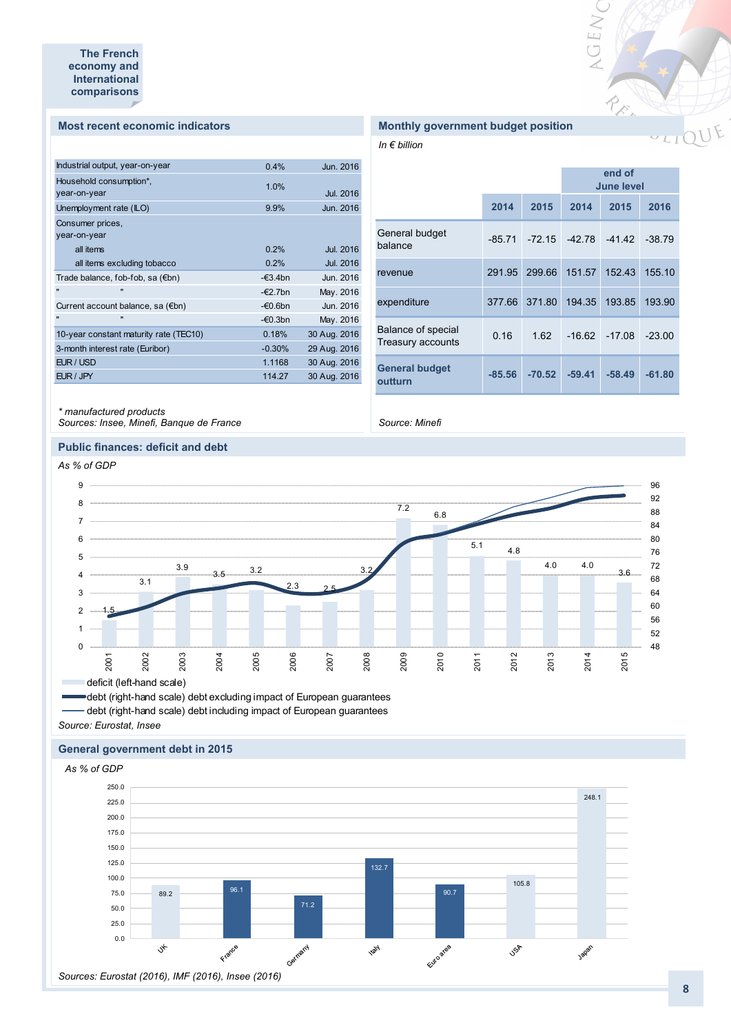## The French economy and International comparisons

### Most recent economic indicators

| | | |
|---|---|---|
| Industrial output, year-on-year | 0.4% | Jun. 2016 |
| Household consumption*, year-on-year | 1.0% | Jul. 2016 |
| Unemployment rate (ILO) | 9.9% | Jun. 2016 |
| Consumer prices, year-on-year | | |
| all items | 0.2% | Jul. 2016 |
| all items excluding tobacco | 0.2% | Jul. 2016 |
| Trade balance, fob-fob, sa (€bn) | -€3.4bn | Jun. 2016 |
| " " | -€2.7bn | May. 2016 |
| Current account balance, sa (€bn) | -€0.6bn | Jun. 2016 |
| " " | -€0.3bn | May. 2016 |
| 10-year constant maturity rate (TEC10) | 0.18% | 30 Aug. 2016 |
| 3-month interest rate (Euribor) | -0.30% | 29 Aug. 2016 |
| EUR / USD | 1.1168 | 30 Aug. 2016 |
| EUR / JPY | 114.27 | 30 Aug. 2016 |

*\* manufactured products*
*Sources: Insee, Minefi, Banque de France*

### Monthly government budget position

*In € billion*

| | | | end of June level | | |
|---|---|---|---|---|---|
| | **2014** | **2015** | **2014** | **2015** | **2016** |
| General budget balance | -85.71 | -72.15 | -42.78 | -41.42 | -38.79 |
| revenue | 291.95 | 299.66 | 151.57 | 152.43 | 155.10 |
| expenditure | 377.66 | 371.80 | 194.35 | 193.85 | 193.90 |
| Balance of special Treasury accounts | 0.16 | 1.62 | -16.62 | -17.08 | -23.00 |
| **General budget outturn** | **-85.56** | **-70.52** | **-59.41** | **-58.49** | **-61.80** |

*Source: Minefi*

### Public finances: deficit and debt

*As % of GDP*

| Year | 2001 | 2002 | 2003 | 2004 | 2005 | 2006 | 2007 | 2008 | 2009 | 2010 | 2011 | 2012 | 2013 | 2014 | 2015 |
|---|---|---|---|---|---|---|---|---|---|---|---|---|---|---|---|
| Deficit (left-hand scale) | 1.5 | 3.1 | 3.9 | 3.5 | 3.2 | 2.3 | 2.5 | 3.2 | 7.2 | 6.8 | 5.1 | 4.8 | 4.0 | 4.0 | 3.6 |

- deficit (left-hand scale)
- debt (right-hand scale) debt excluding impact of European guarantees
- debt (right-hand scale) debt including impact of European guarantees

*Source: Eurostat, Insee*

### General government debt in 2015

*As % of GDP*

| UK | France | Germany | Italy | Euro area | USA | Japan |
|---|---|---|---|---|---|---|
| 89.2 | 96.1 | 71.2 | 132.7 | 90.7 | 105.8 | 248.1 |

*Sources: Eurostat (2016), IMF (2016), Insee (2016)*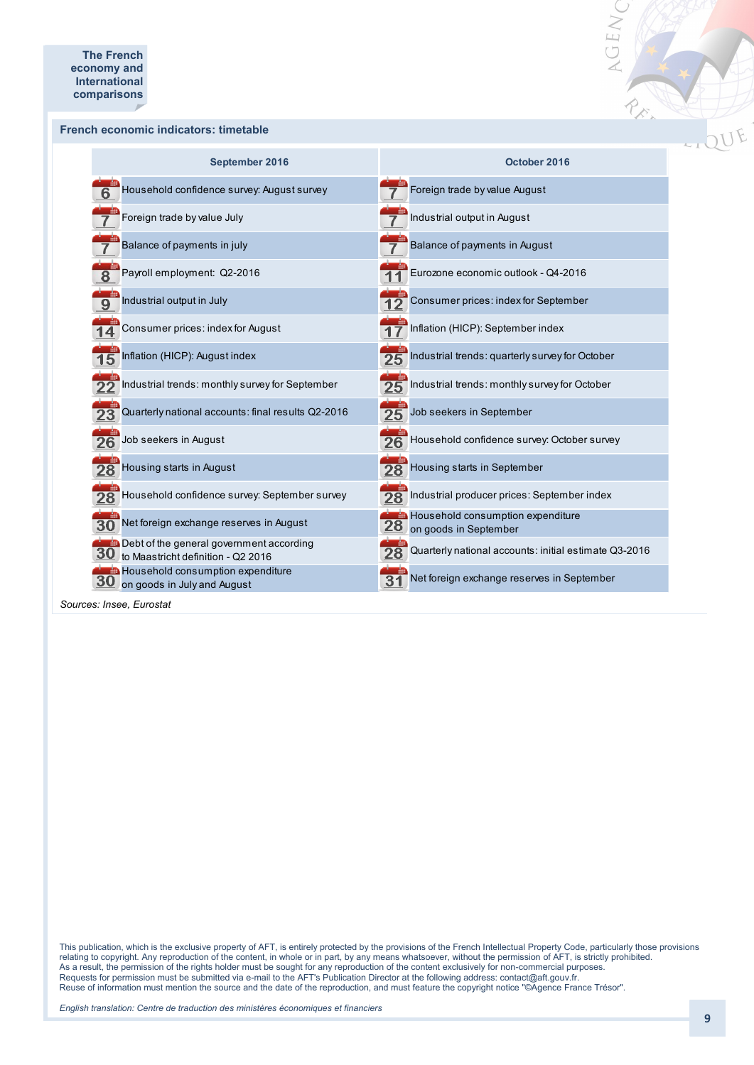The French economy and International comparisons

## French economic indicators: timetable

| September 2016 | | October 2016 | |
|---|---|---|---|
| 6 | Household confidence survey: August survey | 7 | Foreign trade by value August |
| 7 | Foreign trade by value July | 7 | Industrial output in August |
| 7 | Balance of payments in july | 7 | Balance of payments in August |
| 8 | Payroll employment: Q2-2016 | 11 | Eurozone economic outlook - Q4-2016 |
| 9 | Industrial output in July | 12 | Consumer prices: index for September |
| 14 | Consumer prices: index for August | 17 | Inflation (HICP): September index |
| 15 | Inflation (HICP): August index | 25 | Industrial trends: quarterly survey for October |
| 22 | Industrial trends: monthly survey for September | 25 | Industrial trends: monthly survey for October |
| 23 | Quarterly national accounts: final results Q2-2016 | 25 | Job seekers in September |
| 26 | Job seekers in August | 26 | Household confidence survey: October survey |
| 28 | Housing starts in August | 28 | Housing starts in September |
| 28 | Household confidence survey: September survey | 28 | Industrial producer prices: September index |
| 30 | Net foreign exchange reserves in August | 28 | Household consumption expenditure on goods in September |
| 30 | Debt of the general government according to Maastricht definition - Q2 2016 | 28 | Quarterly national accounts: initial estimate Q3-2016 |
| 30 | Household consumption expenditure on goods in July and August | 31 | Net foreign exchange reserves in September |

*Sources: Insee, Eurostat*

This publication, which is the exclusive property of AFT, is entirely protected by the provisions of the French Intellectual Property Code, particularly those provisions relating to copyright. Any reproduction of the content, in whole or in part, by any means whatsoever, without the permission of AFT, is strictly prohibited.
As a result, the permission of the rights holder must be sought for any reproduction of the content exclusively for non-commercial purposes.
Requests for permission must be submitted via e-mail to the AFT's Publication Director at the following address: contact@aft.gouv.fr.
Reuse of information must mention the source and the date of the reproduction, and must feature the copyright notice "©Agence France Trésor".

*English translation: Centre de traduction des ministères économiques et financiers*